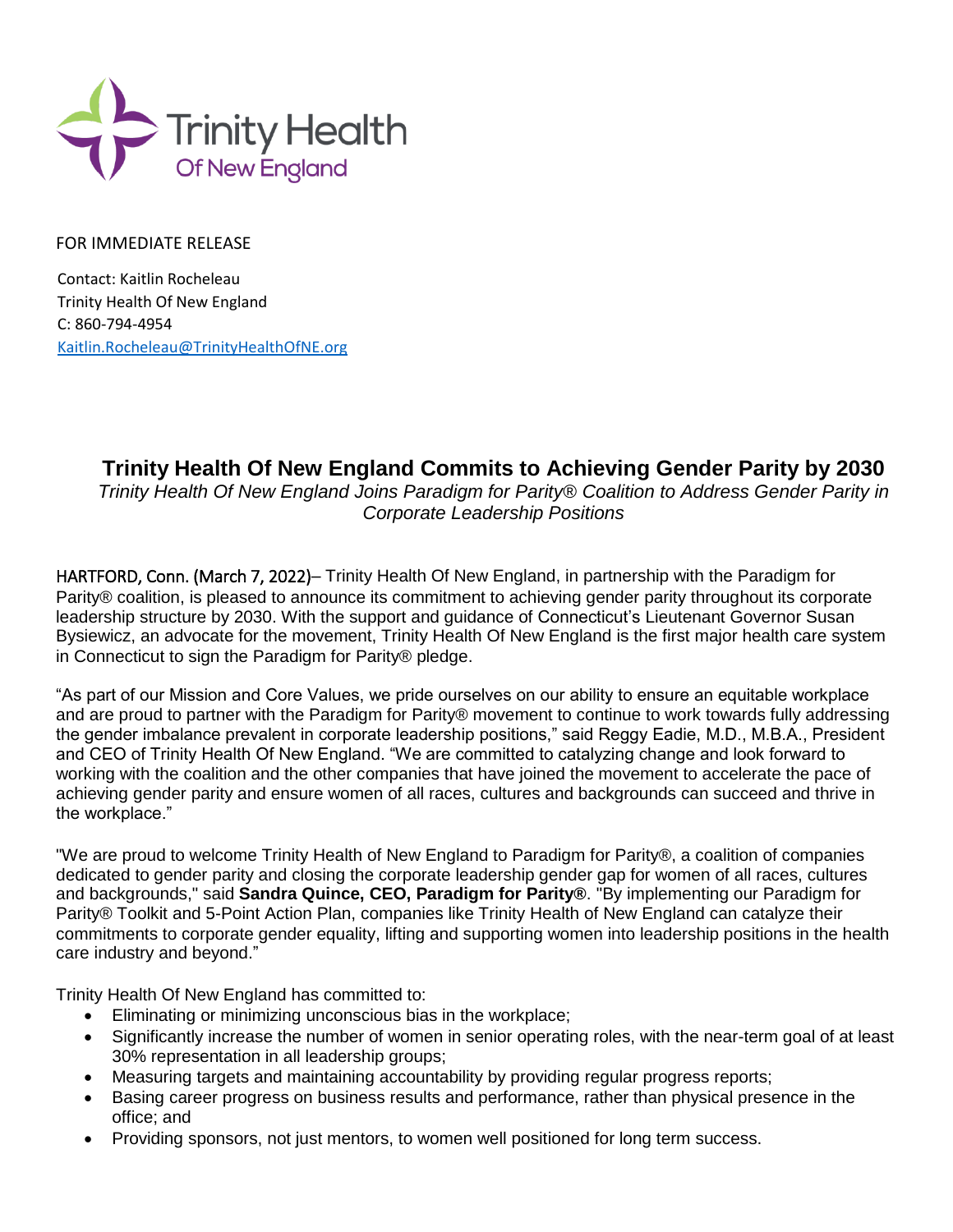Trinity Health Of New England

FOR IMMEDIATE RELEASE

Contact: Kaitlin Rocheleau
Trinity Health Of New England
C: 860-794-4954
Kaitlin.Rocheleau@TrinityHealthOfNE.org

# Trinity Health Of New England Commits to Achieving Gender Parity by 2030

*Trinity Health Of New England Joins Paradigm for Parity® Coalition to Address Gender Parity in Corporate Leadership Positions*

HARTFORD, Conn. (March 7, 2022)– Trinity Health Of New England, in partnership with the Paradigm for Parity® coalition, is pleased to announce its commitment to achieving gender parity throughout its corporate leadership structure by 2030. With the support and guidance of Connecticut's Lieutenant Governor Susan Bysiewicz, an advocate for the movement, Trinity Health Of New England is the first major health care system in Connecticut to sign the Paradigm for Parity® pledge.

"As part of our Mission and Core Values, we pride ourselves on our ability to ensure an equitable workplace and are proud to partner with the Paradigm for Parity® movement to continue to work towards fully addressing the gender imbalance prevalent in corporate leadership positions," said Reggy Eadie, M.D., M.B.A., President and CEO of Trinity Health Of New England. "We are committed to catalyzing change and look forward to working with the coalition and the other companies that have joined the movement to accelerate the pace of achieving gender parity and ensure women of all races, cultures and backgrounds can succeed and thrive in the workplace."

"We are proud to welcome Trinity Health of New England to Paradigm for Parity®, a coalition of companies dedicated to gender parity and closing the corporate leadership gender gap for women of all races, cultures and backgrounds," said **Sandra Quince, CEO, Paradigm for Parity®**. "By implementing our Paradigm for Parity® Toolkit and 5-Point Action Plan, companies like Trinity Health of New England can catalyze their commitments to corporate gender equality, lifting and supporting women into leadership positions in the health care industry and beyond."

Trinity Health Of New England has committed to:

- Eliminating or minimizing unconscious bias in the workplace;
- Significantly increase the number of women in senior operating roles, with the near-term goal of at least 30% representation in all leadership groups;
- Measuring targets and maintaining accountability by providing regular progress reports;
- Basing career progress on business results and performance, rather than physical presence in the office; and
- Providing sponsors, not just mentors, to women well positioned for long term success.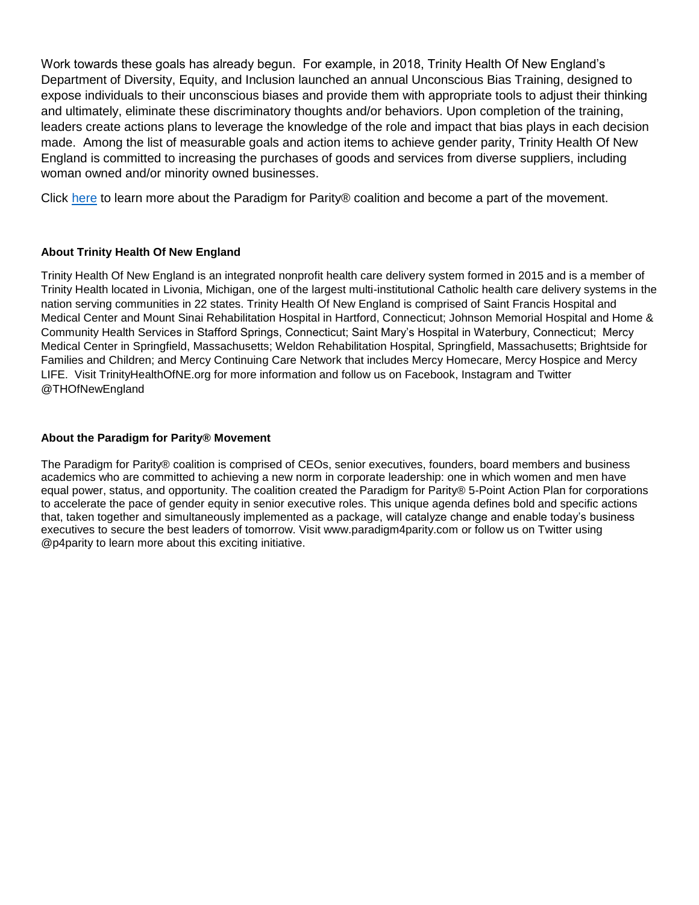Work towards these goals has already begun. For example, in 2018, Trinity Health Of New England's Department of Diversity, Equity, and Inclusion launched an annual Unconscious Bias Training, designed to expose individuals to their unconscious biases and provide them with appropriate tools to adjust their thinking and ultimately, eliminate these discriminatory thoughts and/or behaviors. Upon completion of the training, leaders create actions plans to leverage the knowledge of the role and impact that bias plays in each decision made. Among the list of measurable goals and action items to achieve gender parity, Trinity Health Of New England is committed to increasing the purchases of goods and services from diverse suppliers, including woman owned and/or minority owned businesses.

Click here to learn more about the Paradigm for Parity® coalition and become a part of the movement.

**About Trinity Health Of New England**

Trinity Health Of New England is an integrated nonprofit health care delivery system formed in 2015 and is a member of Trinity Health located in Livonia, Michigan, one of the largest multi-institutional Catholic health care delivery systems in the nation serving communities in 22 states. Trinity Health Of New England is comprised of Saint Francis Hospital and Medical Center and Mount Sinai Rehabilitation Hospital in Hartford, Connecticut; Johnson Memorial Hospital and Home & Community Health Services in Stafford Springs, Connecticut; Saint Mary's Hospital in Waterbury, Connecticut; Mercy Medical Center in Springfield, Massachusetts; Weldon Rehabilitation Hospital, Springfield, Massachusetts; Brightside for Families and Children; and Mercy Continuing Care Network that includes Mercy Homecare, Mercy Hospice and Mercy LIFE. Visit TrinityHealthOfNE.org for more information and follow us on Facebook, Instagram and Twitter @THOfNewEngland

**About the Paradigm for Parity® Movement**

The Paradigm for Parity® coalition is comprised of CEOs, senior executives, founders, board members and business academics who are committed to achieving a new norm in corporate leadership: one in which women and men have equal power, status, and opportunity. The coalition created the Paradigm for Parity® 5-Point Action Plan for corporations to accelerate the pace of gender equity in senior executive roles. This unique agenda defines bold and specific actions that, taken together and simultaneously implemented as a package, will catalyze change and enable today's business executives to secure the best leaders of tomorrow. Visit www.paradigm4parity.com or follow us on Twitter using @p4parity to learn more about this exciting initiative.